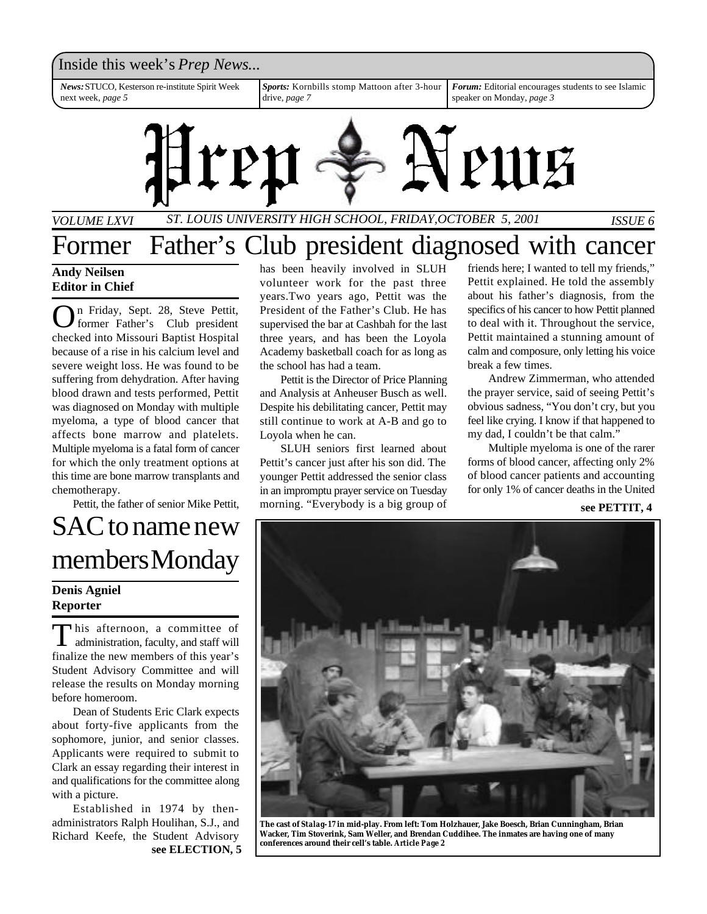Inside this week's *Prep News...*

***News:*** STUCO, Kesterson re-institute Spirit Week next week, *page 5*

***Sports:*** Kornbills stomp Mattoon after 3-hour drive, *page 7*

***Forum:*** Editorial encourages students to see Islamic speaker on Monday, *page 3*

# Prep News

*VOLUME LXVI* *ST. LOUIS UNIVERSITY HIGH SCHOOL, FRIDAY, OCTOBER 5, 2001* *ISSUE 6*

# Former Father's Club president diagnosed with cancer

**Andy Neilsen**
**Editor in Chief**

On Friday, Sept. 28, Steve Pettit, former Father's Club president checked into Missouri Baptist Hospital because of a rise in his calcium level and severe weight loss. He was found to be suffering from dehydration. After having blood drawn and tests performed, Pettit was diagnosed on Monday with multiple myeloma, a type of blood cancer that affects bone marrow and platelets. Multiple myeloma is a fatal form of cancer for which the only treatment options at this time are bone marrow transplants and chemotherapy.

Pettit, the father of senior Mike Pettit, has been heavily involved in SLUH volunteer work for the past three years. Two years ago, Pettit was the President of the Father's Club. He has supervised the bar at Cashbah for the last three years, and has been the Loyola Academy basketball coach for as long as the school has had a team.

Pettit is the Director of Price Planning and Analysis at Anheuser Busch as well. Despite his debilitating cancer, Pettit may still continue to work at A-B and go to Loyola when he can.

SLUH seniors first learned about Pettit's cancer just after his son did. The younger Pettit addressed the senior class in an impromptu prayer service on Tuesday morning. "Everybody is a big group of friends here; I wanted to tell my friends," Pettit explained. He told the assembly about his father's diagnosis, from the specifics of his cancer to how Pettit planned to deal with it. Throughout the service, Pettit maintained a stunning amount of calm and composure, only letting his voice break a few times.

Andrew Zimmerman, who attended the prayer service, said of seeing Pettit's obvious sadness, "You don't cry, but you feel like crying. I know if that happened to my dad, I couldn't be that calm."

Multiple myeloma is one of the rarer forms of blood cancer, affecting only 2% of blood cancer patients and accounting for only 1% of cancer deaths in the United

**see PETTIT, 4**

# SAC to name new members Monday

**Denis Agniel**
**Reporter**

This afternoon, a committee of administration, faculty, and staff will finalize the new members of this year's Student Advisory Committee and will release the results on Monday morning before homeroom.

Dean of Students Eric Clark expects about forty-five applicants from the sophomore, junior, and senior classes. Applicants were required to submit to Clark an essay regarding their interest in and qualifications for the committee along with a picture.

Established in 1974 by then-administrators Ralph Houlihan, S.J., and Richard Keefe, the Student Advisory

**see ELECTION, 5**

**The cast of *Stalag-17* in mid-play. From left: Tom Holzhauer, Jake Boesch, Brian Cunningham, Brian Wacker, Tim Stoverink, Sam Weller, and Brendan Cuddihee. The inmates are having one of many conferences around their cell's table. *Article Page 2***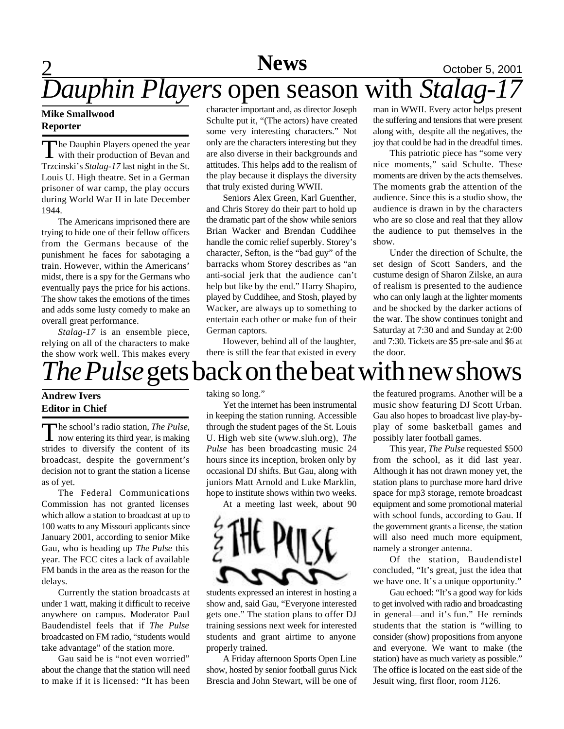# *Dauphin Players* open season with *Stalag-17*

**Mike Smallwood**
**Reporter**

The Dauphin Players opened the year with their production of Bevan and Trzcinski's *Stalag-17* last night in the St. Louis U. High theatre. Set in a German prisoner of war camp, the play occurs during World War II in late December 1944.

The Americans imprisoned there are trying to hide one of their fellow officers from the Germans because of the punishment he faces for sabotaging a train. However, within the Americans' midst, there is a spy for the Germans who eventually pays the price for his actions. The show takes the emotions of the times and adds some lusty comedy to make an overall great performance.

*Stalag-17* is an ensemble piece, relying on all of the characters to make the show work well. This makes every character important and, as director Joseph Schulte put it, "(The actors) have created some very interesting characters." Not only are the characters interesting but they are also diverse in their backgrounds and attitudes. This helps add to the realism of the play because it displays the diversity that truly existed during WWII.

Seniors Alex Green, Karl Guenther, and Chris Storey do their part to hold up the dramatic part of the show while seniors Brian Wacker and Brendan Cuddihee handle the comic relief superbly. Storey's character, Sefton, is the "bad guy" of the barracks whom Storey describes as "an anti-social jerk that the audience can't help but like by the end." Harry Shapiro, played by Cuddihee, and Stosh, played by Wacker, are always up to something to entertain each other or make fun of their German captors.

However, behind all of the laughter, there is still the fear that existed in every man in WWII. Every actor helps present the suffering and tensions that were present along with, despite all the negatives, the joy that could be had in the dreadful times.

This patriotic piece has "some very nice moments," said Schulte. These moments are driven by the acts themselves. The moments grab the attention of the audience. Since this is a studio show, the audience is drawn in by the characters who are so close and real that they allow the audience to put themselves in the show.

Under the direction of Schulte, the set design of Scott Sanders, and the custume design of Sharon Zilske, an aura of realism is presented to the audience who can only laugh at the lighter moments and be shocked by the darker actions of the war. The show continues tonight and Saturday at 7:30 and and Sunday at 2:00 and 7:30. Tickets are $5 pre-sale and $6 at the door.

# *The Pulse* gets back on the beat with new shows

**Andrew Ivers**
**Editor in Chief**

The school's radio station, *The Pulse*, now entering its third year, is making strides to diversify the content of its broadcast, despite the government's decision not to grant the station a license as of yet.

The Federal Communications Commission has not granted licenses which allow a station to broadcast at up to 100 watts to any Missouri applicants since January 2001, according to senior Mike Gau, who is heading up *The Pulse* this year. The FCC cites a lack of available FM bands in the area as the reason for the delays.

Currently the station broadcasts at under 1 watt, making it difficult to receive anywhere on campus. Moderator Paul Baudendistel feels that if *The Pulse* broadcasted on FM radio, "students would take advantage" of the station more.

Gau said he is "not even worried" about the change that the station will need to make if it is licensed: "It has been taking so long."

Yet the internet has been instrumental in keeping the station running. Accessible through the student pages of the St. Louis U. High web site (www.sluh.org), *The Pulse* has been broadcasting music 24 hours since its inception, broken only by occasional DJ shifts. But Gau, along with juniors Matt Arnold and Luke Marklin, hope to institute shows within two weeks.

At a meeting last week, about 90 students expressed an interest in hosting a show and, said Gau, "Everyone interested gets one." The station plans to offer DJ training sessions next week for interested students and grant airtime to anyone properly trained.

A Friday afternoon Sports Open Line show, hosted by senior football gurus Nick Brescia and John Stewart, will be one of the featured programs. Another will be a music show featuring DJ Scott Urban. Gau also hopes to broadcast live play-by-play of some basketball games and possibly later football games.

This year, *The Pulse* requested $500 from the school, as it did last year. Although it has not drawn money yet, the station plans to purchase more hard drive space for mp3 storage, remote broadcast equipment and some promotional material with school funds, according to Gau. If the government grants a license, the station will also need much more equipment, namely a stronger antenna.

Of the station, Baudendistel concluded, "It's great, just the idea that we have one. It's a unique opportunity."

Gau echoed: "It's a good way for kids to get involved with radio and broadcasting in general—and it's fun." He reminds students that the station is "willing to consider (show) propositions from anyone and everyone. We want to make (the station) have as much variety as possible." The office is located on the east side of the Jesuit wing, first floor, room J126.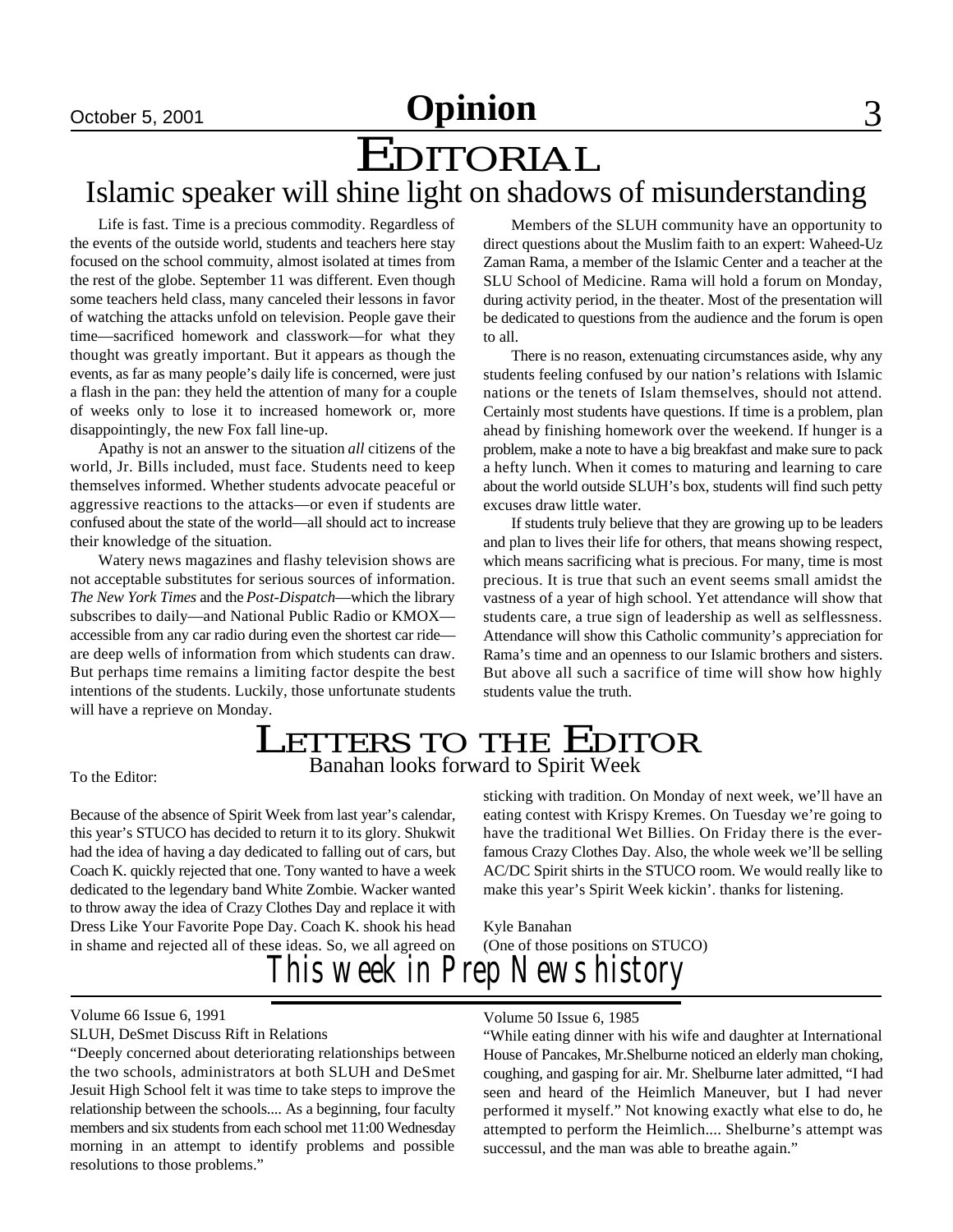# Opinion

## EDITORIAL

### Islamic speaker will shine light on shadows of misunderstanding

Life is fast. Time is a precious commodity. Regardless of the events of the outside world, students and teachers here stay focused on the school commuity, almost isolated at times from the rest of the globe. September 11 was different. Even though some teachers held class, many canceled their lessons in favor of watching the attacks unfold on television. People gave their time—sacrificed homework and classwork—for what they thought was greatly important. But it appears as though the events, as far as many people's daily life is concerned, were just a flash in the pan: they held the attention of many for a couple of weeks only to lose it to increased homework or, more disappointingly, the new Fox fall line-up.

Apathy is not an answer to the situation *all* citizens of the world, Jr. Bills included, must face. Students need to keep themselves informed. Whether students advocate peaceful or aggressive reactions to the attacks—or even if students are confused about the state of the world—all should act to increase their knowledge of the situation.

Watery news magazines and flashy television shows are not acceptable substitutes for serious sources of information. *The New York Times* and the *Post-Dispatch*—which the library subscribes to daily—and National Public Radio or KMOX—accessible from any car radio during even the shortest car ride—are deep wells of information from which students can draw. But perhaps time remains a limiting factor despite the best intentions of the students. Luckily, those unfortunate students will have a reprieve on Monday.

Members of the SLUH community have an opportunity to direct questions about the Muslim faith to an expert: Waheed-Uz Zaman Rama, a member of the Islamic Center and a teacher at the SLU School of Medicine. Rama will hold a forum on Monday, during activity period, in the theater. Most of the presentation will be dedicated to questions from the audience and the forum is open to all.

There is no reason, extenuating circumstances aside, why any students feeling confused by our nation's relations with Islamic nations or the tenets of Islam themselves, should not attend. Certainly most students have questions. If time is a problem, plan ahead by finishing homework over the weekend. If hunger is a problem, make a note to have a big breakfast and make sure to pack a hefty lunch. When it comes to maturing and learning to care about the world outside SLUH's box, students will find such petty excuses draw little water.

If students truly believe that they are growing up to be leaders and plan to lives their life for others, that means showing respect, which means sacrificing what is precious. For many, time is most precious. It is true that such an event seems small amidst the vastness of a year of high school. Yet attendance will show that students care, a true sign of leadership as well as selflessness. Attendance will show this Catholic community's appreciation for Rama's time and an openness to our Islamic brothers and sisters. But above all such a sacrifice of time will show how highly students value the truth.

## LETTERS TO THE EDITOR

### Banahan looks forward to Spirit Week

To the Editor:

Because of the absence of Spirit Week from last year's calendar, this year's STUCO has decided to return it to its glory. Shukwit had the idea of having a day dedicated to falling out of cars, but Coach K. quickly rejected that one. Tony wanted to have a week dedicated to the legendary band White Zombie. Wacker wanted to throw away the idea of Crazy Clothes Day and replace it with Dress Like Your Favorite Pope Day. Coach K. shook his head in shame and rejected all of these ideas. So, we all agreed on sticking with tradition. On Monday of next week, we'll have an eating contest with Krispy Kremes. On Tuesday we're going to have the traditional Wet Billies. On Friday there is the ever-famous Crazy Clothes Day. Also, the whole week we'll be selling AC/DC Spirit shirts in the STUCO room. We would really like to make this year's Spirit Week kickin'. thanks for listening.

Kyle Banahan
(One of those positions on STUCO)

## This week in Prep News history

Volume 66 Issue 6, 1991

SLUH, DeSmet Discuss Rift in Relations

"Deeply concerned about deteriorating relationships between the two schools, administrators at both SLUH and DeSmet Jesuit High School felt it was time to take steps to improve the relationship between the schools.... As a beginning, four faculty members and six students from each school met 11:00 Wednesday morning in an attempt to identify problems and possible resolutions to those problems."

Volume 50 Issue 6, 1985

"While eating dinner with his wife and daughter at International House of Pancakes, Mr.Shelburne noticed an elderly man choking, coughing, and gasping for air. Mr. Shelburne later admitted, "I had seen and heard of the Heimlich Maneuver, but I had never performed it myself." Not knowing exactly what else to do, he attempted to perform the Heimlich.... Shelburne's attempt was successul, and the man was able to breathe again."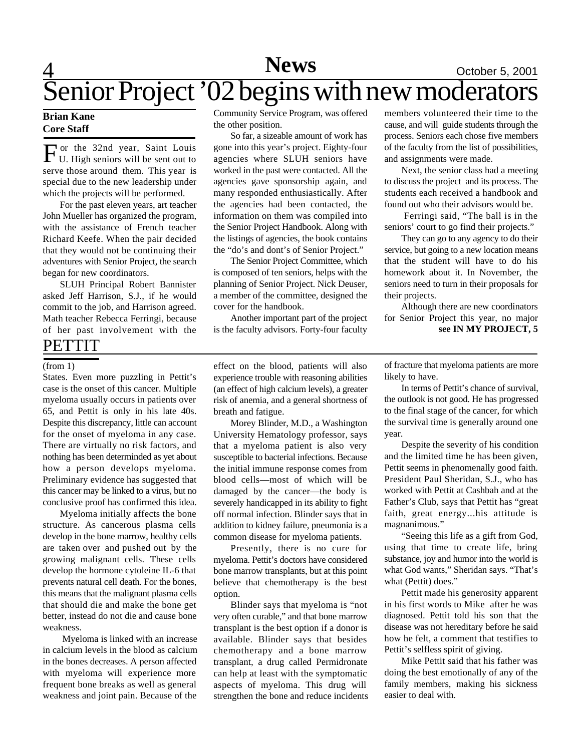# Senior Project '02 begins with new moderators

**Brian Kane**
**Core Staff**

For the 32nd year, Saint Louis U. High seniors will be sent out to serve those around them. This year is special due to the new leadership under which the projects will be performed.

For the past eleven years, art teacher John Mueller has organized the program, with the assistance of French teacher Richard Keefe. When the pair decided that they would not be continuing their adventures with Senior Project, the search began for new coordinators.

SLUH Principal Robert Bannister asked Jeff Harrison, S.J., if he would commit to the job, and Harrison agreed. Math teacher Rebecca Ferringi, because of her past involvement with the Community Service Program, was offered the other position.

So far, a sizeable amount of work has gone into this year's project. Eighty-four agencies where SLUH seniors have worked in the past were contacted. All the agencies gave sponsorship again, and many responded enthusiastically. After the agencies had been contacted, the information on them was compiled into the Senior Project Handbook. Along with the listings of agencies, the book contains the "do's and dont's of Senior Project."

The Senior Project Committee, which is composed of ten seniors, helps with the planning of Senior Project. Nick Deuser, a member of the committee, designed the cover for the handbook.

Another important part of the project is the faculty advisors. Forty-four faculty members volunteered their time to the cause, and will guide students through the process. Seniors each chose five members of the faculty from the list of possibilities, and assignments were made.

Next, the senior class had a meeting to discuss the project and its process. The students each received a handbook and found out who their advisors would be.

Ferringi said, "The ball is in the seniors' court to go find their projects."

They can go to any agency to do their service, but going to a new location means that the student will have to do his homework about it. In November, the seniors need to turn in their proposals for their projects.

Although there are new coordinators for Senior Project this year, no major

**see IN MY PROJECT, 5**

## PETTIT

(from 1)

States. Even more puzzling in Pettit's case is the onset of this cancer. Multiple myeloma usually occurs in patients over 65, and Pettit is only in his late 40s. Despite this discrepancy, little can account for the onset of myeloma in any case. There are virtually no risk factors, and nothing has been determinded as yet about how a person develops myeloma. Preliminary evidence has suggested that this cancer may be linked to a virus, but no conclusive proof has confirmed this idea.

Myeloma initially affects the bone structure. As cancerous plasma cells develop in the bone marrow, healthy cells are taken over and pushed out by the growing malignant cells. These cells develop the hormone cytoleine IL-6 that prevents natural cell death. For the bones, this means that the malignant plasma cells that should die and make the bone get better, instead do not die and cause bone weakness.

Myeloma is linked with an increase in calcium levels in the blood as calcium in the bones decreases. A person affected with myeloma will experience more frequent bone breaks as well as general weakness and joint pain. Because of the effect on the blood, patients will also experience trouble with reasoning abilities (an effect of high calcium levels), a greater risk of anemia, and a general shortness of breath and fatigue.

Morey Blinder, M.D., a Washington University Hematology professor, says that a myeloma patient is also very susceptible to bacterial infections. Because the initial immune response comes from blood cells—most of which will be damaged by the cancer—the body is severely handicapped in its ability to fight off normal infection. Blinder says that in addition to kidney failure, pneumonia is a common disease for myeloma patients.

Presently, there is no cure for myeloma. Pettit's doctors have considered bone marrow transplants, but at this point believe that chemotherapy is the best option.

Blinder says that myeloma is "not very often curable," and that bone marrow transplant is the best option if a donor is available. Blinder says that besides chemotherapy and a bone marrow transplant, a drug called Permidronate can help at least with the symptomatic aspects of myeloma. This drug will strengthen the bone and reduce incidents of fracture that myeloma patients are more likely to have.

In terms of Pettit's chance of survival, the outlook is not good. He has progressed to the final stage of the cancer, for which the survival time is generally around one year.

Despite the severity of his condition and the limited time he has been given, Pettit seems in phenomenally good faith. President Paul Sheridan, S.J., who has worked with Pettit at Cashbah and at the Father's Club, says that Pettit has "great faith, great energy...his attitude is magnanimous."

"Seeing this life as a gift from God, using that time to create life, bring substance, joy and humor into the world is what God wants," Sheridan says. "That's what (Pettit) does."

Pettit made his generosity apparent in his first words to Mike after he was diagnosed. Pettit told his son that the disease was not hereditary before he said how he felt, a comment that testifies to Pettit's selfless spirit of giving.

Mike Pettit said that his father was doing the best emotionally of any of the family members, making his sickness easier to deal with.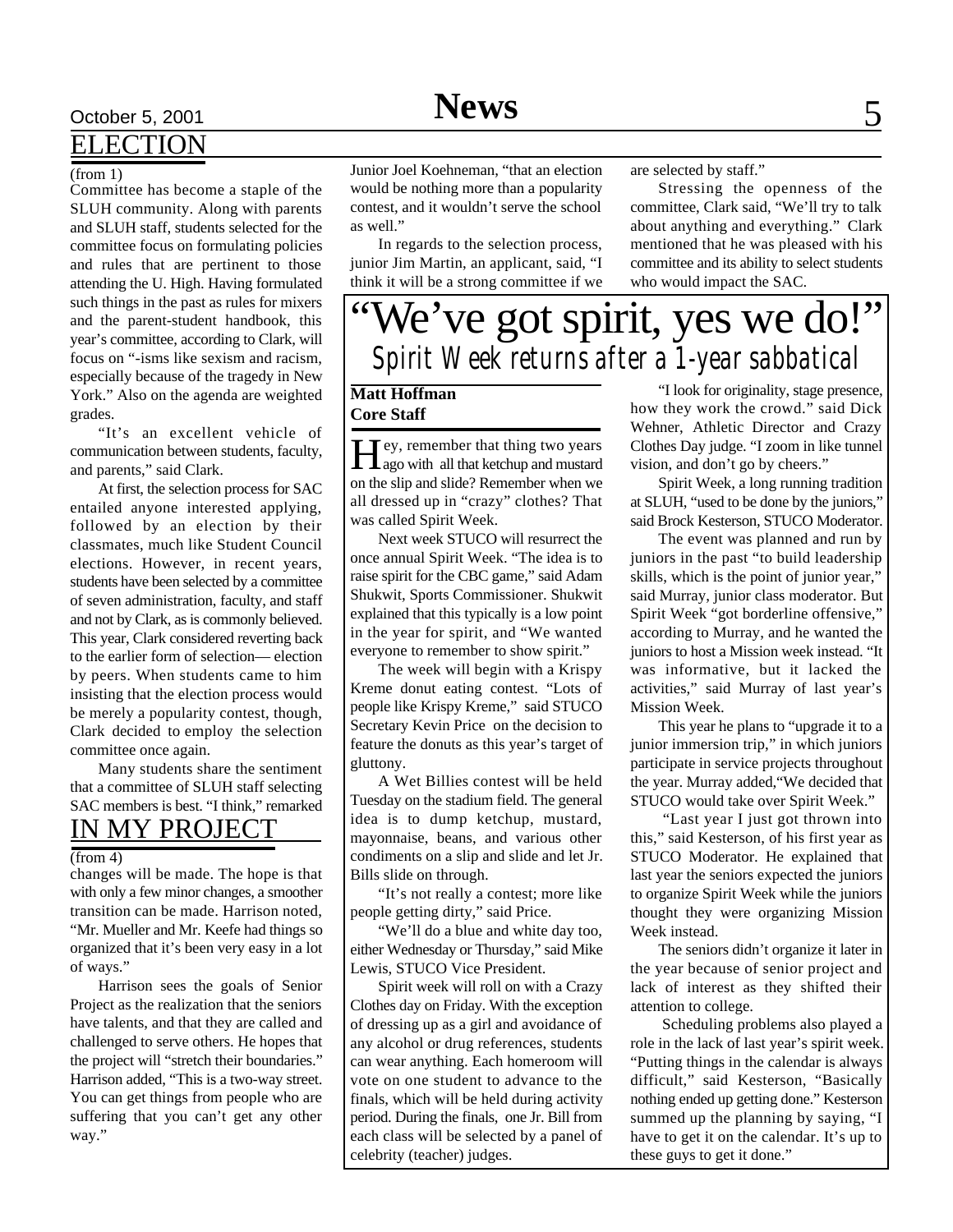## ELECTION

(from 1)

Committee has become a staple of the SLUH community. Along with parents and SLUH staff, students selected for the committee focus on formulating policies and rules that are pertinent to those attending the U. High. Having formulated such things in the past as rules for mixers and the parent-student handbook, this year's committee, according to Clark, will focus on "-isms like sexism and racism, especially because of the tragedy in New York." Also on the agenda are weighted grades.

"It's an excellent vehicle of communication between students, faculty, and parents," said Clark.

At first, the selection process for SAC entailed anyone interested applying, followed by an election by their classmates, much like Student Council elections. However, in recent years, students have been selected by a committee of seven administration, faculty, and staff and not by Clark, as is commonly believed. This year, Clark considered reverting back to the earlier form of selection— election by peers. When students came to him insisting that the election process would be merely a popularity contest, though, Clark decided to employ the selection committee once again.

Many students share the sentiment that a committee of SLUH staff selecting SAC members is best. "I think," remarked Junior Joel Koehneman, "that an election would be nothing more than a popularity contest, and it wouldn't serve the school as well."

In regards to the selection process, junior Jim Martin, an applicant, said, "I think it will be a strong committee if we are selected by staff."

Stressing the openness of the committee, Clark said, "We'll try to talk about anything and everything." Clark mentioned that he was pleased with his committee and its ability to select students who would impact the SAC.

## IN MY PROJECT

(from 4)

changes will be made. The hope is that with only a few minor changes, a smoother transition can be made. Harrison noted, "Mr. Mueller and Mr. Keefe had things so organized that it's been very easy in a lot of ways."

Harrison sees the goals of Senior Project as the realization that the seniors have talents, and that they are called and challenged to serve others. He hopes that the project will "stretch their boundaries." Harrison added, "This is a two-way street. You can get things from people who are suffering that you can't get any other way."

# "We've got spirit, yes we do!"

### *Spirit Week returns after a 1-year sabbatical*

**Matt Hoffman**
**Core Staff**

Hey, remember that thing two years ago with all that ketchup and mustard on the slip and slide? Remember when we all dressed up in "crazy" clothes? That was called Spirit Week.

Next week STUCO will resurrect the once annual Spirit Week. "The idea is to raise spirit for the CBC game," said Adam Shukwit, Sports Commissioner. Shukwit explained that this typically is a low point in the year for spirit, and "We wanted everyone to remember to show spirit."

The week will begin with a Krispy Kreme donut eating contest. "Lots of people like Krispy Kreme," said STUCO Secretary Kevin Price on the decision to feature the donuts as this year's target of gluttony.

A Wet Billies contest will be held Tuesday on the stadium field. The general idea is to dump ketchup, mustard, mayonnaise, beans, and various other condiments on a slip and slide and let Jr. Bills slide on through.

"It's not really a contest; more like people getting dirty," said Price.

"We'll do a blue and white day too, either Wednesday or Thursday," said Mike Lewis, STUCO Vice President.

Spirit week will roll on with a Crazy Clothes day on Friday. With the exception of dressing up as a girl and avoidance of any alcohol or drug references, students can wear anything. Each homeroom will vote on one student to advance to the finals, which will be held during activity period. During the finals, one Jr. Bill from each class will be selected by a panel of celebrity (teacher) judges.

"I look for originality, stage presence, how they work the crowd." said Dick Wehner, Athletic Director and Crazy Clothes Day judge. "I zoom in like tunnel vision, and don't go by cheers."

Spirit Week, a long running tradition at SLUH, "used to be done by the juniors," said Brock Kesterson, STUCO Moderator.

The event was planned and run by juniors in the past "to build leadership skills, which is the point of junior year," said Murray, junior class moderator. But Spirit Week "got borderline offensive," according to Murray, and he wanted the juniors to host a Mission week instead. "It was informative, but it lacked the activities," said Murray of last year's Mission Week.

This year he plans to "upgrade it to a junior immersion trip," in which juniors participate in service projects throughout the year. Murray added,"We decided that STUCO would take over Spirit Week."

"Last year I just got thrown into this," said Kesterson, of his first year as STUCO Moderator. He explained that last year the seniors expected the juniors to organize Spirit Week while the juniors thought they were organizing Mission Week instead.

The seniors didn't organize it later in the year because of senior project and lack of interest as they shifted their attention to college.

Scheduling problems also played a role in the lack of last year's spirit week. "Putting things in the calendar is always difficult," said Kesterson, "Basically nothing ended up getting done." Kesterson summed up the planning by saying, "I have to get it on the calendar. It's up to these guys to get it done."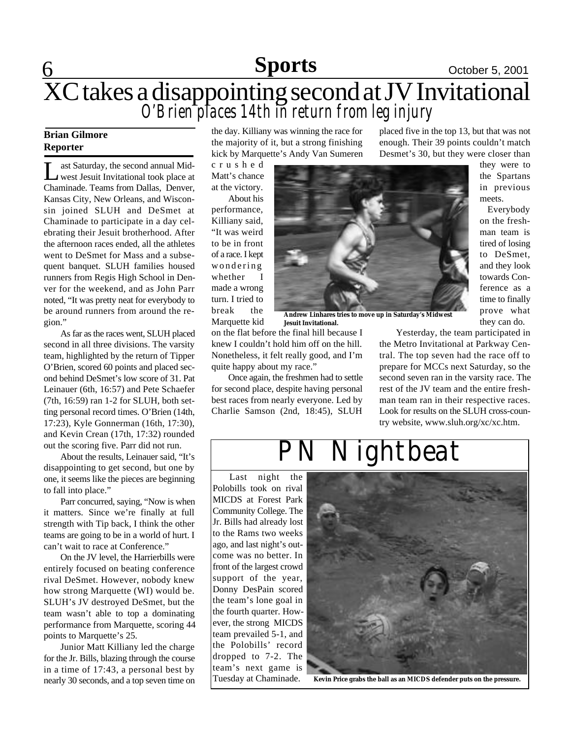# XC takes a disappointing second at JV Invitational

## *O'Brien places 14th in return from leg injury*

**Brian Gilmore**
**Reporter**

Last Saturday, the second annual Midwest Jesuit Invitational took place at Chaminade. Teams from Dallas, Denver, Kansas City, New Orleans, and Wisconsin joined SLUH and DeSmet at Chaminade to participate in a day celebrating their Jesuit brotherhood. After the afternoon races ended, all the athletes went to DeSmet for Mass and a subsequent banquet. SLUH families housed runners from Regis High School in Denver for the weekend, and as John Parr noted, "It was pretty neat for everybody to be around runners from around the region."

As far as the races went, SLUH placed second in all three divisions. The varsity team, highlighted by the return of Tipper O'Brien, scored 60 points and placed second behind DeSmet's low score of 31. Pat Leinauer (6th, 16:57) and Pete Schaefer (7th, 16:59) ran 1-2 for SLUH, both setting personal record times. O'Brien (14th, 17:23), Kyle Gonnerman (16th, 17:30), and Kevin Crean (17th, 17:32) rounded out the scoring five. Parr did not run.

About the results, Leinauer said, "It's disappointing to get second, but one by one, it seems like the pieces are beginning to fall into place."

Parr concurred, saying, "Now is when it matters. Since we're finally at full strength with Tip back, I think the other teams are going to be in a world of hurt. I can't wait to race at Conference."

On the JV level, the Harrierbills were entirely focused on beating conference rival DeSmet. However, nobody knew how strong Marquette (WI) would be. SLUH's JV destroyed DeSmet, but the team wasn't able to top a dominating performance from Marquette, scoring 44 points to Marquette's 25.

Junior Matt Killiany led the charge for the Jr. Bills, blazing through the course in a time of 17:43, a personal best by nearly 30 seconds, and a top seven time on the day. Killiany was winning the race for the majority of it, but a strong finishing kick by Marquette's Andy Van Sumeren crushed Matt's chance at the victory.

About his performance, Killiany said, "It was weird to be in front of a race. I kept wondering whether I made a wrong turn. I tried to break the Marquette kid on the flat before the final hill because I knew I couldn't hold him off on the hill. Nonetheless, it felt really good, and I'm quite happy about my race."

**Andrew Linhares tries to move up in Saturday's Midwest Jesuit Invitational.**

Once again, the freshmen had to settle for second place, despite having personal best races from nearly everyone. Led by Charlie Samson (2nd, 18:45), SLUH placed five in the top 13, but that was not enough. Their 39 points couldn't match Desmet's 30, but they were closer than they were to the Spartans in previous meets.

Everybody on the freshman team is tired of losing to DeSmet, and they look towards Conference as a time to finally prove what they can do.

Yesterday, the team participated in the Metro Invitational at Parkway Central. The top seven had the race off to prepare for MCCs next Saturday, so the second seven ran in the varsity race. The rest of the JV team and the entire freshman team ran in their respective races. Look for results on the SLUH cross-country website, www.sluh.org/xc/xc.htm.

# PN Nightbeat

Last night the Polobills took on rival MICDS at Forest Park Community College. The Jr. Bills had already lost to the Rams two weeks ago, and last night's outcome was no better. In front of the largest crowd support of the year, Donny DesPain scored the team's lone goal in the fourth quarter. However, the strong MICDS team prevailed 5-1, and the Polobills' record dropped to 7-2. The team's next game is Tuesday at Chaminade.

**Kevin Price grabs the ball as an MICDS defender puts on the pressure.**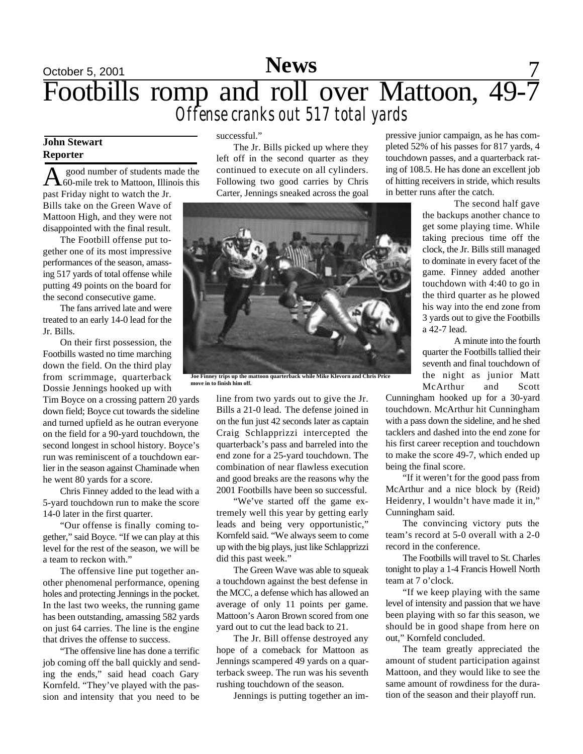# Footbills romp and roll over Mattoon, 49-7

## *Offense cranks out 517 total yards*

**John Stewart**
**Reporter**

A good number of students made the 60-mile trek to Mattoon, Illinois this past Friday night to watch the Jr. Bills take on the Green Wave of Mattoon High, and they were not disappointed with the final result.

The Footbill offense put together one of its most impressive performances of the season, amassing 517 yards of total offense while putting 49 points on the board for the second consecutive game.

The fans arrived late and were treated to an early 14-0 lead for the Jr. Bills.

On their first possession, the Footbills wasted no time marching down the field. On the third play from scrimmage, quarterback Dossie Jennings hooked up with Tim Boyce on a crossing pattern 20 yards down field; Boyce cut towards the sideline and turned upfield as he outran everyone on the field for a 90-yard touchdown, the second longest in school history. Boyce's run was reminiscent of a touchdown earlier in the season against Chaminade when he went 80 yards for a score.

Chris Finney added to the lead with a 5-yard touchdown run to make the score 14-0 later in the first quarter.

"Our offense is finally coming together," said Boyce. "If we can play at this level for the rest of the season, we will be a team to reckon with."

The offensive line put together another phenomenal performance, opening holes and protecting Jennings in the pocket. In the last two weeks, the running game has been outstanding, amassing 582 yards on just 64 carries. The line is the engine that drives the offense to success.

"The offensive line has done a terrific job coming off the ball quickly and sending the ends," said head coach Gary Kornfeld. "They've played with the passion and intensity that you need to be successful."

The Jr. Bills picked up where they left off in the second quarter as they continued to execute on all cylinders. Following two good carries by Chris Carter, Jennings sneaked across the goal line from two yards out to give the Jr. Bills a 21-0 lead. The defense joined in on the fun just 42 seconds later as captain Craig Schlapprizzi intercepted the quarterback's pass and barreled into the end zone for a 25-yard touchdown. The combination of near flawless execution and good breaks are the reasons why the 2001 Footbills have been so successful.

Joe Finney trips up the mattoon quarterback while Mike Klevorn and Chris Price move in to finish him off.

"We've started off the game extremely well this year by getting early leads and being very opportunistic," Kornfeld said. "We always seem to come up with the big plays, just like Schlapprizzi did this past week."

The Green Wave was able to squeak a touchdown against the best defense in the MCC, a defense which has allowed an average of only 11 points per game. Mattoon's Aaron Brown scored from one yard out to cut the lead back to 21.

The Jr. Bill offense destroyed any hope of a comeback for Mattoon as Jennings scampered 49 yards on a quarterback sweep. The run was his seventh rushing touchdown of the season.

Jennings is putting together an impressive junior campaign, as he has completed 52% of his passes for 817 yards, 4 touchdown passes, and a quarterback rating of 108.5. He has done an excellent job of hitting receivers in stride, which results in better runs after the catch.

The second half gave the backups another chance to get some playing time. While taking precious time off the clock, the Jr. Bills still managed to dominate in every facet of the game. Finney added another touchdown with 4:40 to go in the third quarter as he plowed his way into the end zone from 3 yards out to give the Footbills a 42-7 lead.

A minute into the fourth quarter the Footbills tallied their seventh and final touchdown of the night as junior Matt McArthur and Scott Cunningham hooked up for a 30-yard touchdown. McArthur hit Cunningham with a pass down the sideline, and he shed tacklers and dashed into the end zone for his first career reception and touchdown to make the score 49-7, which ended up being the final score.

"If it weren't for the good pass from McArthur and a nice block by (Reid) Heidenry, I wouldn't have made it in," Cunningham said.

The convincing victory puts the team's record at 5-0 overall with a 2-0 record in the conference.

The Footbills will travel to St. Charles tonight to play a 1-4 Francis Howell North team at 7 o'clock.

"If we keep playing with the same level of intensity and passion that we have been playing with so far this season, we should be in good shape from here on out," Kornfeld concluded.

The team greatly appreciated the amount of student participation against Mattoon, and they would like to see the same amount of rowdiness for the duration of the season and their playoff run.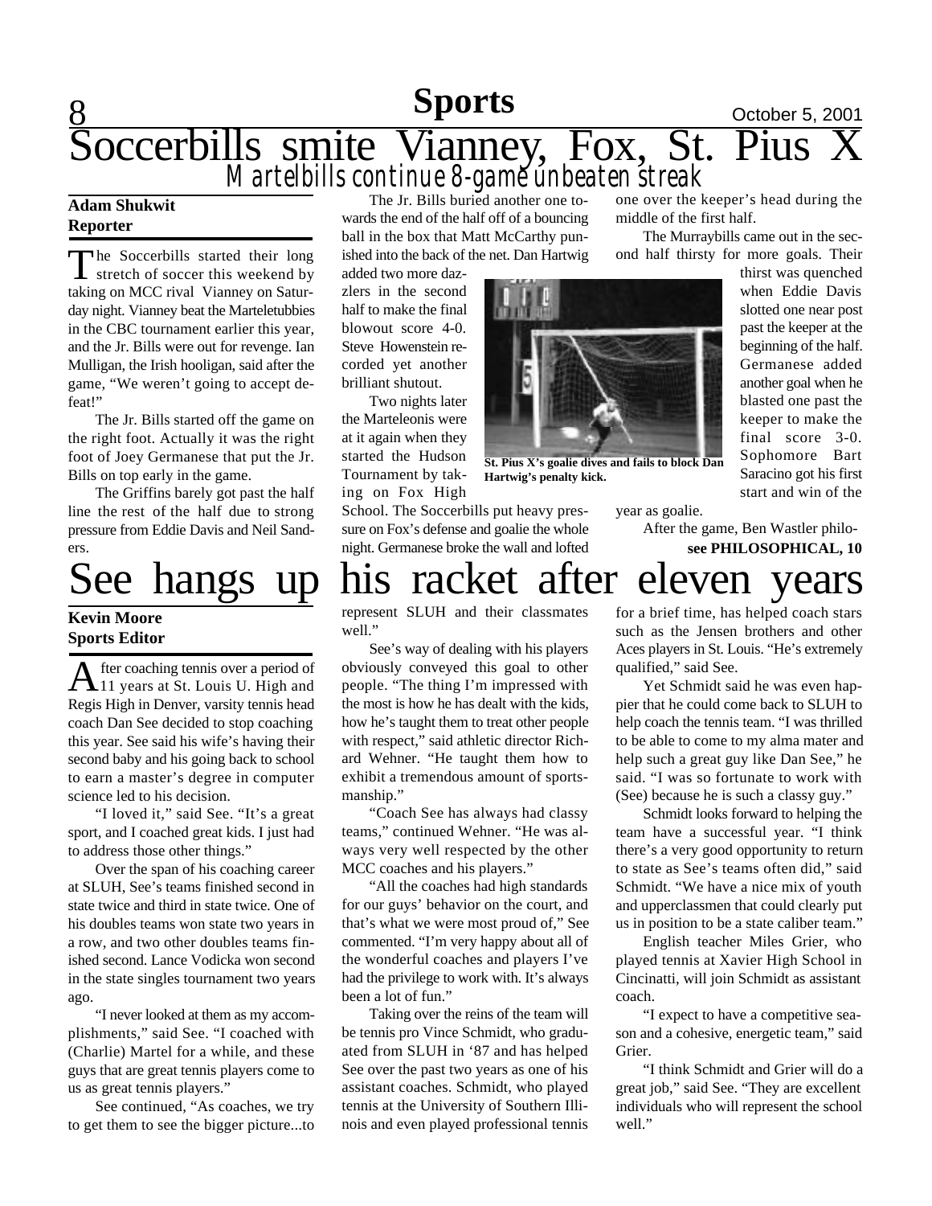# Soccerbills smite Vianney, Fox, St. Pius X

## Martelbills continue 8-game unbeaten streak

**Adam Shukwit**
**Reporter**

The Soccerbills started their long stretch of soccer this weekend by taking on MCC rival Vianney on Saturday night. Vianney beat the Marteletubbies in the CBC tournament earlier this year, and the Jr. Bills were out for revenge. Ian Mulligan, the Irish hooligan, said after the game, "We weren't going to accept defeat!"

The Jr. Bills started off the game on the right foot. Actually it was the right foot of Joey Germanese that put the Jr. Bills on top early in the game.

The Griffins barely got past the half line the rest of the half due to strong pressure from Eddie Davis and Neil Sanders.

The Jr. Bills buried another one towards the end of the half off of a bouncing ball in the box that Matt McCarthy punished into the back of the net. Dan Hartwig added two more dazzlers in the second half to make the final blowout score 4-0. Steve Howenstein recorded yet another brilliant shutout.

Two nights later the Marteleonis were at it again when they started the Hudson Tournament by taking on Fox High School. The Soccerbills put heavy pressure on Fox's defense and goalie the whole night. Germanese broke the wall and lofted one over the keeper's head during the middle of the first half.

St. Pius X's goalie dives and fails to block Dan Hartwig's penalty kick.

The Murraybills came out in the second half thirsty for more goals. Their thirst was quenched when Eddie Davis slotted one near post past the keeper at the beginning of the half. Germanese added another goal when he blasted one past the keeper to make the final score 3-0. Sophomore Bart Saracino got his first start and win of the year as goalie.

After the game, Ben Wastler philo-

**see PHILOSOPHICAL, 10**

# See hangs up his racket after eleven years

**Kevin Moore**
**Sports Editor**

After coaching tennis over a period of 11 years at St. Louis U. High and Regis High in Denver, varsity tennis head coach Dan See decided to stop coaching this year. See said his wife's having their second baby and his going back to school to earn a master's degree in computer science led to his decision.

"I loved it," said See. "It's a great sport, and I coached great kids. I just had to address those other things."

Over the span of his coaching career at SLUH, See's teams finished second in state twice and third in state twice. One of his doubles teams won state two years in a row, and two other doubles teams finished second. Lance Vodicka won second in the state singles tournament two years ago.

"I never looked at them as my accomplishments," said See. "I coached with (Charlie) Martel for a while, and these guys that are great tennis players come to us as great tennis players."

See continued, "As coaches, we try to get them to see the bigger picture...to represent SLUH and their classmates well."

See's way of dealing with his players obviously conveyed this goal to other people. "The thing I'm impressed with the most is how he has dealt with the kids, how he's taught them to treat other people with respect," said athletic director Richard Wehner. "He taught them how to exhibit a tremendous amount of sportsmanship."

"Coach See has always had classy teams," continued Wehner. "He was always very well respected by the other MCC coaches and his players."

"All the coaches had high standards for our guys' behavior on the court, and that's what we were most proud of," See commented. "I'm very happy about all of the wonderful coaches and players I've had the privilege to work with. It's always been a lot of fun."

Taking over the reins of the team will be tennis pro Vince Schmidt, who graduated from SLUH in '87 and has helped See over the past two years as one of his assistant coaches. Schmidt, who played tennis at the University of Southern Illinois and even played professional tennis for a brief time, has helped coach stars such as the Jensen brothers and other Aces players in St. Louis. "He's extremely qualified," said See.

Yet Schmidt said he was even happier that he could come back to SLUH to help coach the tennis team. "I was thrilled to be able to come to my alma mater and help such a great guy like Dan See," he said. "I was so fortunate to work with (See) because he is such a classy guy."

Schmidt looks forward to helping the team have a successful year. "I think there's a very good opportunity to return to state as See's teams often did," said Schmidt. "We have a nice mix of youth and upperclassmen that could clearly put us in position to be a state caliber team."

English teacher Miles Grier, who played tennis at Xavier High School in Cincinatti, will join Schmidt as assistant coach.

"I expect to have a competitive season and a cohesive, energetic team," said Grier.

"I think Schmidt and Grier will do a great job," said See. "They are excellent individuals who will represent the school well."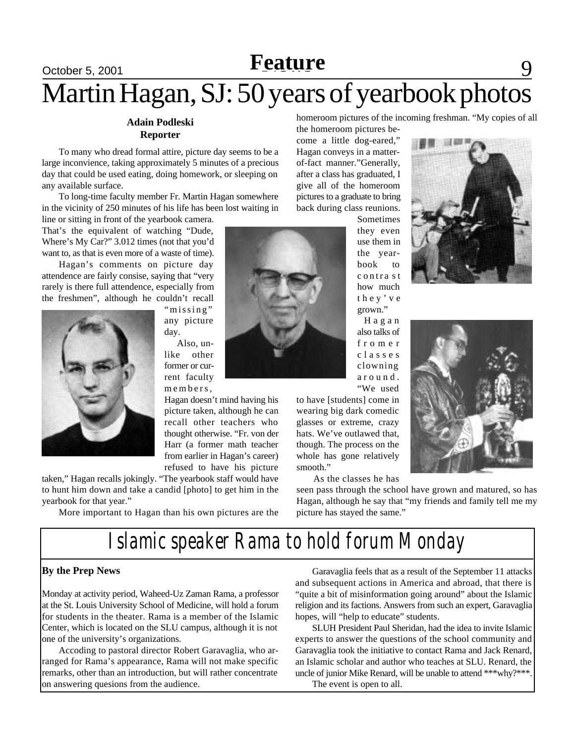# Martin Hagan, SJ: 50 years of yearbook photos

**Adain Podleski**
**Reporter**

To many who dread formal attire, picture day seems to be a large inconvience, taking approximately 5 minutes of a precious day that could be used eating, doing homework, or sleeping on any available surface.

To long-time faculty member Fr. Martin Hagan somewhere in the vicinity of 250 minutes of his life has been lost waiting in line or sitting in front of the yearbook camera. That's the equivalent of watching "Dude, Where's My Car?" 3.012 times (not that you'd want to, as that is even more of a waste of time).

Hagan's comments on picture day attendence are fairly consise, saying that "very rarely is there full attendence, especially from the freshmen", although he couldn't recall "missing" any picture day.

Also, unlike other former or current faculty members, Hagan doesn't mind having his picture taken, although he can recall other teachers who thought otherwise. "Fr. von der Harr (a former math teacher from earlier in Hagan's career) refused to have his picture taken," Hagan recalls jokingly. "The yearbook staff would have to hunt him down and take a candid [photo] to get him in the yearbook for that year."

More important to Hagan than his own pictures are the homeroom pictures of the incoming freshman. "My copies of all the homeroom pictures become a little dog-eared," Hagan conveys in a matter-of-fact manner."Generally, after a class has graduated, I give all of the homeroom pictures to a graduate to bring back during class reunions. Sometimes they even use them in the yearbook to contrast how much they've grown."

Hagan also talks of fromer classes clowning around. "We used to have [students] come in wearing big dark comedic glasses or extreme, crazy hats. We've outlawed that, though. The process on the whole has gone relatively smooth."

As the classes he has seen pass through the school have grown and matured, so has Hagan, although he say that "my friends and family tell me my picture has stayed the same."

# Islamic speaker Rama to hold forum Monday

**By the Prep News**

Monday at activity period, Waheed-Uz Zaman Rama, a professor at the St. Louis University School of Medicine, will hold a forum for students in the theater. Rama is a member of the Islamic Center, which is located on the SLU campus, although it is not one of the university's organizations.

Accoding to pastoral director Robert Garavaglia, who arranged for Rama's appearance, Rama will not make specific remarks, other than an introduction, but will rather concentrate on answering quesions from the audience.

Garavaglia feels that as a result of the September 11 attacks and subsequent actions in America and abroad, that there is "quite a bit of misinformation going around" about the Islamic religion and its factions. Answers from such an expert, Garavaglia hopes, will "help to educate" students.

SLUH President Paul Sheridan, had the idea to invite Islamic experts to answer the questions of the school community and Garavaglia took the initiative to contact Rama and Jack Renard, an Islamic scholar and author who teaches at SLU. Renard, the uncle of junior Mike Renard, will be unable to attend ***why?***.

The event is open to all.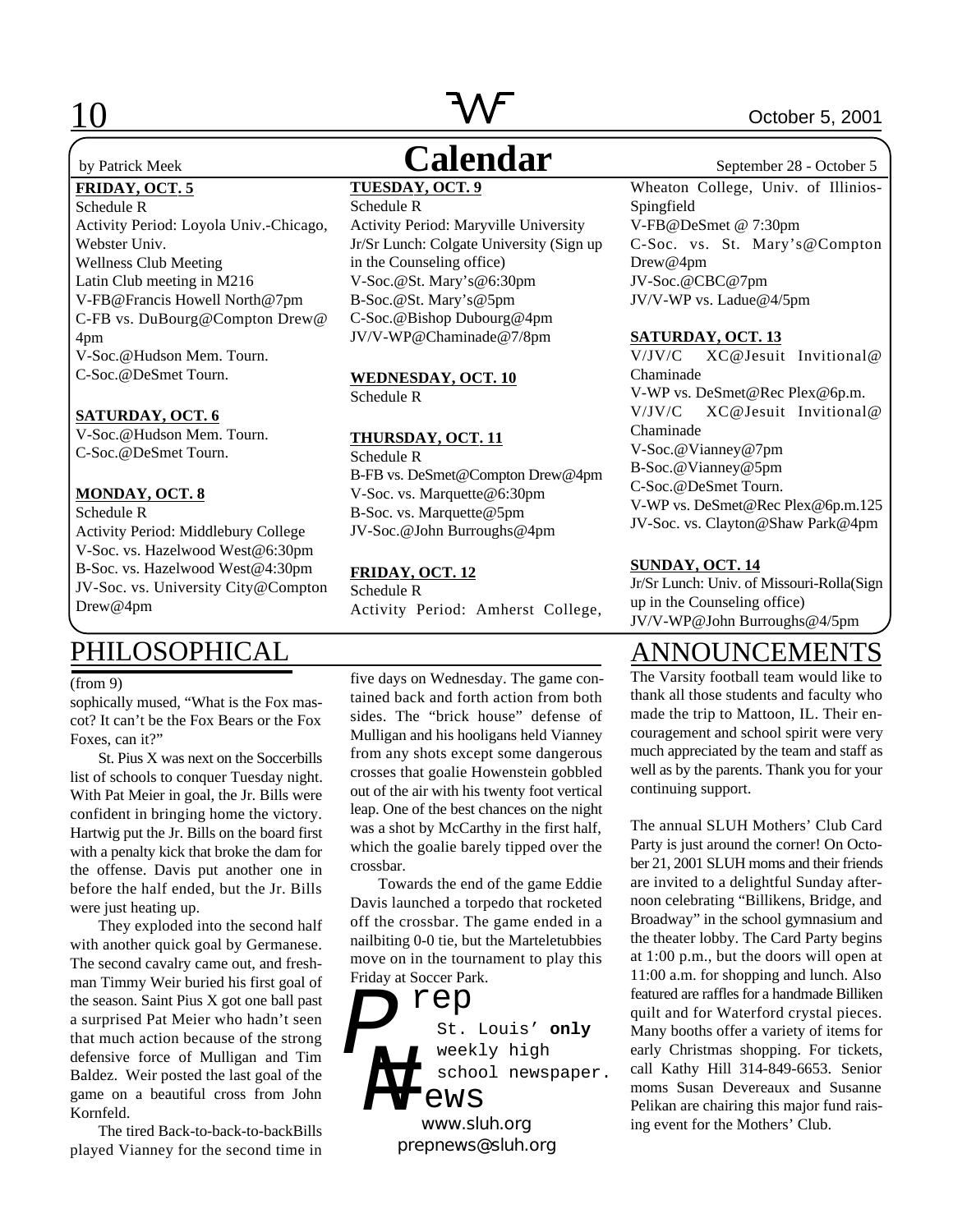# Calendar

by Patrick Meek

September 28 - October 5

**FRIDAY, OCT. 5**
Schedule R
Activity Period: Loyola Univ.-Chicago, Webster Univ.
Wellness Club Meeting
Latin Club meeting in M216
V-FB@Francis Howell North@7pm
C-FB vs. DuBourg@Compton Drew@ 4pm
V-Soc.@Hudson Mem. Tourn.
C-Soc.@DeSmet Tourn.

**SATURDAY, OCT. 6**
V-Soc.@Hudson Mem. Tourn.
C-Soc.@DeSmet Tourn.

**MONDAY, OCT. 8**
Schedule R
Activity Period: Middlebury College
V-Soc. vs. Hazelwood West@6:30pm
B-Soc. vs. Hazelwood West@4:30pm
JV-Soc. vs. University City@Compton Drew@4pm

**TUESDAY, OCT. 9**
Schedule R
Activity Period: Maryville University
Jr/Sr Lunch: Colgate University (Sign up in the Counseling office)
V-Soc.@St. Mary's@6:30pm
B-Soc.@St. Mary's@5pm
C-Soc.@Bishop Dubourg@4pm
JV/V-WP@Chaminade@7/8pm

**WEDNESDAY, OCT. 10**
Schedule R

**THURSDAY, OCT. 11**
Schedule R
B-FB vs. DeSmet@Compton Drew@4pm
V-Soc. vs. Marquette@6:30pm
B-Soc. vs. Marquette@5pm
JV-Soc.@John Burroughs@4pm

**FRIDAY, OCT. 12**
Schedule R
Activity Period: Amherst College, Wheaton College, Univ. of Illinios-Spingfield
V-FB@DeSmet @ 7:30pm
C-Soc. vs. St. Mary's@Compton Drew@4pm
JV-Soc.@CBC@7pm
JV/V-WP vs. Ladue@4/5pm

**SATURDAY, OCT. 13**
V/JV/C XC@Jesuit Invitional@ Chaminade
V-WP vs. DeSmet@Rec Plex@6p.m.
V/JV/C XC@Jesuit Invitional@ Chaminade
V-Soc.@Vianney@7pm
B-Soc.@Vianney@5pm
C-Soc.@DeSmet Tourn.
V-WP vs. DeSmet@Rec Plex@6p.m.125
JV-Soc. vs. Clayton@Shaw Park@4pm

**SUNDAY, OCT. 14**
Jr/Sr Lunch: Univ. of Missouri-Rolla(Sign up in the Counseling office)
JV/V-WP@John Burroughs@4/5pm

# PHILOSOPHICAL

(from 9)

sophically mused, "What is the Fox mascot? It can't be the Fox Bears or the Fox Foxes, can it?"

St. Pius X was next on the Soccerbills list of schools to conquer Tuesday night. With Pat Meier in goal, the Jr. Bills were confident in bringing home the victory. Hartwig put the Jr. Bills on the board first with a penalty kick that broke the dam for the offense. Davis put another one in before the half ended, but the Jr. Bills were just heating up.

They exploded into the second half with another quick goal by Germanese. The second cavalry came out, and freshman Timmy Weir buried his first goal of the season. Saint Pius X got one ball past a surprised Pat Meier who hadn't seen that much action because of the strong defensive force of Mulligan and Tim Baldez. Weir posted the last goal of the game on a beautiful cross from John Kornfeld.

The tired Back-to-back-to-backBills played Vianney for the second time in five days on Wednesday. The game contained back and forth action from both sides. The "brick house" defense of Mulligan and his hooligans held Vianney from any shots except some dangerous crosses that goalie Howenstein gobbled out of the air with his twenty foot vertical leap. One of the best chances on the night was a shot by McCarthy in the first half, which the goalie barely tipped over the crossbar.

Towards the end of the game Eddie Davis launched a torpedo that rocketed off the crossbar. The game ended in a nailbiting 0-0 tie, but the Marteletubbies move on in the tournament to play this Friday at Soccer Park.

Prep News
St. Louis' **only** weekly high school newspaper.
www.sluh.org
prepnews@sluh.org

# ANNOUNCEMENTS

The Varsity football team would like to thank all those students and faculty who made the trip to Mattoon, IL. Their encouragement and school spirit were very much appreciated by the team and staff as well as by the parents. Thank you for your continuing support.

The annual SLUH Mothers' Club Card Party is just around the corner! On October 21, 2001 SLUH moms and their friends are invited to a delightful Sunday afternoon celebrating "Billikens, Bridge, and Broadway" in the school gymnasium and the theater lobby. The Card Party begins at 1:00 p.m., but the doors will open at 11:00 a.m. for shopping and lunch. Also featured are raffles for a handmade Billiken quilt and for Waterford crystal pieces. Many booths offer a variety of items for early Christmas shopping. For tickets, call Kathy Hill 314-849-6653. Senior moms Susan Devereaux and Susanne Pelikan are chairing this major fund raising event for the Mothers' Club.